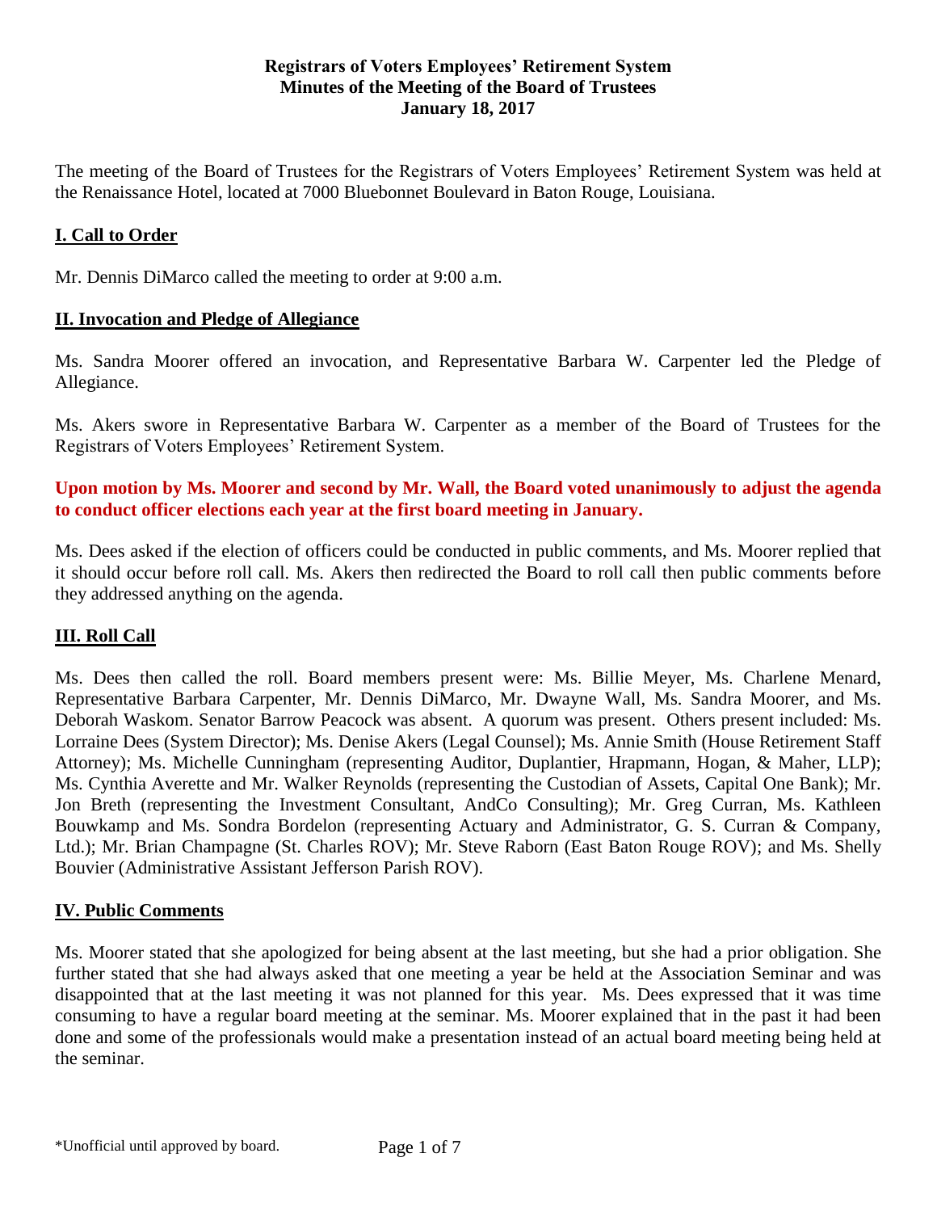**Registrars of Voters Employees' Retirement System**
**Minutes of the Meeting of the Board of Trustees**
**January 18, 2017**

The meeting of the Board of Trustees for the Registrars of Voters Employees' Retirement System was held at the Renaissance Hotel, located at 7000 Bluebonnet Boulevard in Baton Rouge, Louisiana.

## I. Call to Order

Mr. Dennis DiMarco called the meeting to order at 9:00 a.m.

## II. Invocation and Pledge of Allegiance

Ms. Sandra Moorer offered an invocation, and Representative Barbara W. Carpenter led the Pledge of Allegiance.

Ms. Akers swore in Representative Barbara W. Carpenter as a member of the Board of Trustees for the Registrars of Voters Employees' Retirement System.

**Upon motion by Ms. Moorer and second by Mr. Wall, the Board voted unanimously to adjust the agenda to conduct officer elections each year at the first board meeting in January.**

Ms. Dees asked if the election of officers could be conducted in public comments, and Ms. Moorer replied that it should occur before roll call. Ms. Akers then redirected the Board to roll call then public comments before they addressed anything on the agenda.

## III. Roll Call

Ms. Dees then called the roll. Board members present were: Ms. Billie Meyer, Ms. Charlene Menard, Representative Barbara Carpenter, Mr. Dennis DiMarco, Mr. Dwayne Wall, Ms. Sandra Moorer, and Ms. Deborah Waskom. Senator Barrow Peacock was absent. A quorum was present. Others present included: Ms. Lorraine Dees (System Director); Ms. Denise Akers (Legal Counsel); Ms. Annie Smith (House Retirement Staff Attorney); Ms. Michelle Cunningham (representing Auditor, Duplantier, Hrapmann, Hogan, & Maher, LLP); Ms. Cynthia Averette and Mr. Walker Reynolds (representing the Custodian of Assets, Capital One Bank); Mr. Jon Breth (representing the Investment Consultant, AndCo Consulting); Mr. Greg Curran, Ms. Kathleen Bouwkamp and Ms. Sondra Bordelon (representing Actuary and Administrator, G. S. Curran & Company, Ltd.); Mr. Brian Champagne (St. Charles ROV); Mr. Steve Raborn (East Baton Rouge ROV); and Ms. Shelly Bouvier (Administrative Assistant Jefferson Parish ROV).

## IV. Public Comments

Ms. Moorer stated that she apologized for being absent at the last meeting, but she had a prior obligation. She further stated that she had always asked that one meeting a year be held at the Association Seminar and was disappointed that at the last meeting it was not planned for this year. Ms. Dees expressed that it was time consuming to have a regular board meeting at the seminar. Ms. Moorer explained that in the past it had been done and some of the professionals would make a presentation instead of an actual board meeting being held at the seminar.

\*Unofficial until approved by board.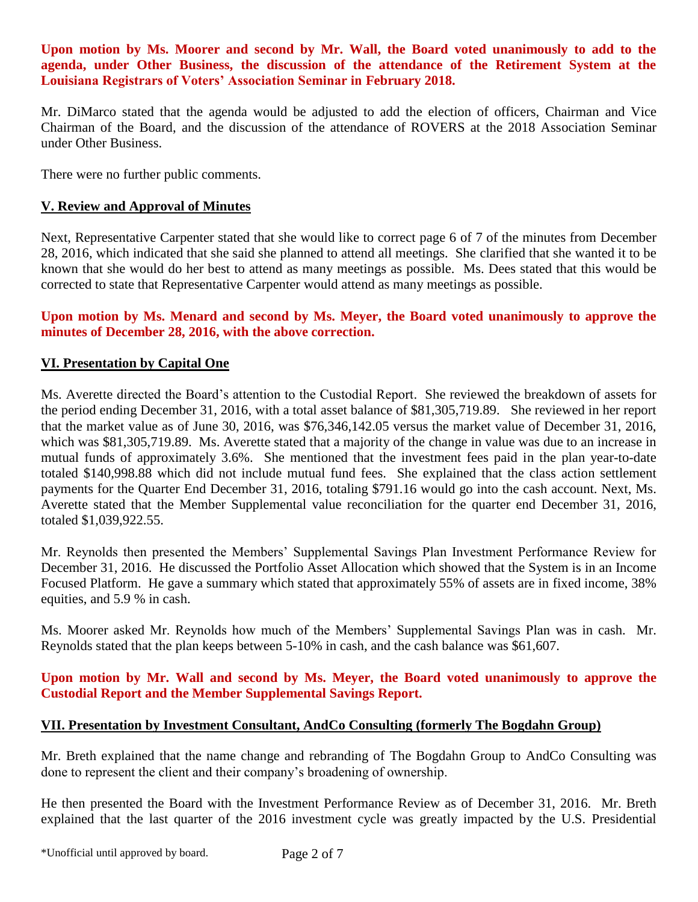**Upon motion by Ms. Moorer and second by Mr. Wall, the Board voted unanimously to add to the agenda, under Other Business, the discussion of the attendance of the Retirement System at the Louisiana Registrars of Voters' Association Seminar in February 2018.**

Mr. DiMarco stated that the agenda would be adjusted to add the election of officers, Chairman and Vice Chairman of the Board, and the discussion of the attendance of ROVERS at the 2018 Association Seminar under Other Business.

There were no further public comments.

## V. Review and Approval of Minutes

Next, Representative Carpenter stated that she would like to correct page 6 of 7 of the minutes from December 28, 2016, which indicated that she said she planned to attend all meetings. She clarified that she wanted it to be known that she would do her best to attend as many meetings as possible. Ms. Dees stated that this would be corrected to state that Representative Carpenter would attend as many meetings as possible.

**Upon motion by Ms. Menard and second by Ms. Meyer, the Board voted unanimously to approve the minutes of December 28, 2016, with the above correction.**

## VI. Presentation by Capital One

Ms. Averette directed the Board's attention to the Custodial Report. She reviewed the breakdown of assets for the period ending December 31, 2016, with a total asset balance of $81,305,719.89. She reviewed in her report that the market value as of June 30, 2016, was $76,346,142.05 versus the market value of December 31, 2016, which was $81,305,719.89. Ms. Averette stated that a majority of the change in value was due to an increase in mutual funds of approximately 3.6%. She mentioned that the investment fees paid in the plan year-to-date totaled $140,998.88 which did not include mutual fund fees. She explained that the class action settlement payments for the Quarter End December 31, 2016, totaling $791.16 would go into the cash account. Next, Ms. Averette stated that the Member Supplemental value reconciliation for the quarter end December 31, 2016, totaled $1,039,922.55.

Mr. Reynolds then presented the Members' Supplemental Savings Plan Investment Performance Review for December 31, 2016. He discussed the Portfolio Asset Allocation which showed that the System is in an Income Focused Platform. He gave a summary which stated that approximately 55% of assets are in fixed income, 38% equities, and 5.9 % in cash.

Ms. Moorer asked Mr. Reynolds how much of the Members' Supplemental Savings Plan was in cash. Mr. Reynolds stated that the plan keeps between 5-10% in cash, and the cash balance was $61,607.

**Upon motion by Mr. Wall and second by Ms. Meyer, the Board voted unanimously to approve the Custodial Report and the Member Supplemental Savings Report.**

## VII. Presentation by Investment Consultant, AndCo Consulting (formerly The Bogdahn Group)

Mr. Breth explained that the name change and rebranding of The Bogdahn Group to AndCo Consulting was done to represent the client and their company's broadening of ownership.

He then presented the Board with the Investment Performance Review as of December 31, 2016. Mr. Breth explained that the last quarter of the 2016 investment cycle was greatly impacted by the U.S. Presidential

\*Unofficial until approved by board.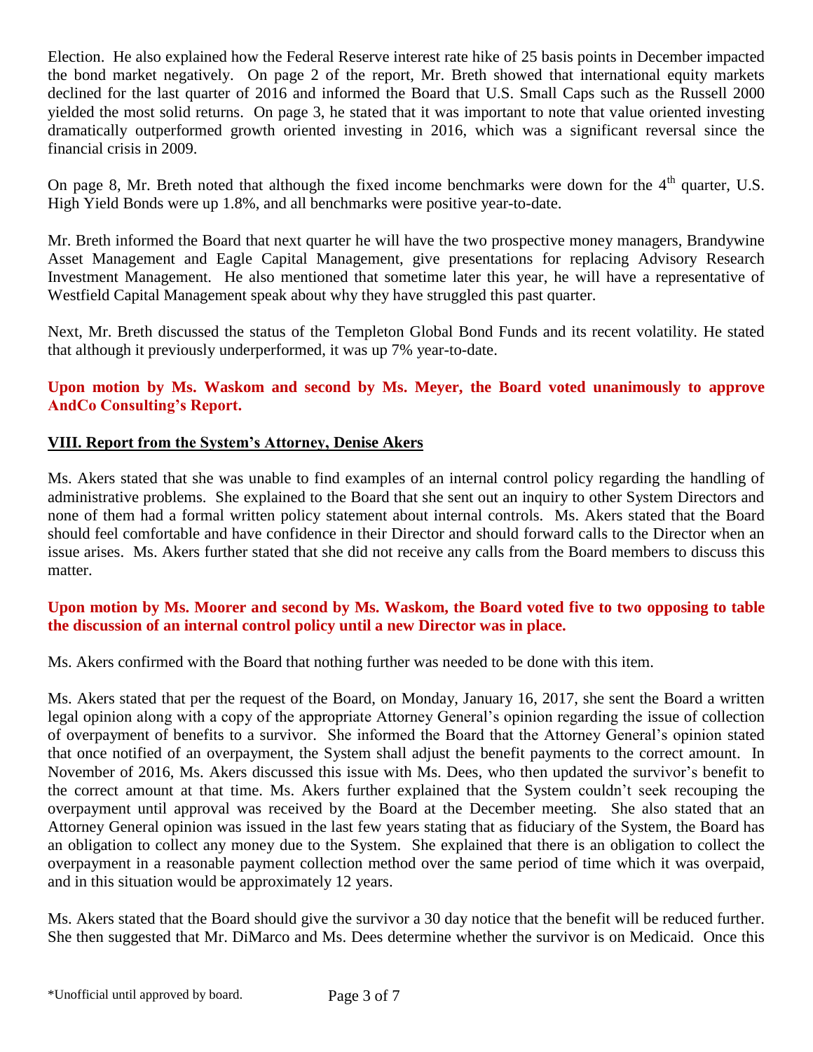Election. He also explained how the Federal Reserve interest rate hike of 25 basis points in December impacted the bond market negatively. On page 2 of the report, Mr. Breth showed that international equity markets declined for the last quarter of 2016 and informed the Board that U.S. Small Caps such as the Russell 2000 yielded the most solid returns. On page 3, he stated that it was important to note that value oriented investing dramatically outperformed growth oriented investing in 2016, which was a significant reversal since the financial crisis in 2009.

On page 8, Mr. Breth noted that although the fixed income benchmarks were down for the 4th quarter, U.S. High Yield Bonds were up 1.8%, and all benchmarks were positive year-to-date.

Mr. Breth informed the Board that next quarter he will have the two prospective money managers, Brandywine Asset Management and Eagle Capital Management, give presentations for replacing Advisory Research Investment Management. He also mentioned that sometime later this year, he will have a representative of Westfield Capital Management speak about why they have struggled this past quarter.

Next, Mr. Breth discussed the status of the Templeton Global Bond Funds and its recent volatility. He stated that although it previously underperformed, it was up 7% year-to-date.

**Upon motion by Ms. Waskom and second by Ms. Meyer, the Board voted unanimously to approve AndCo Consulting's Report.**

## VIII. Report from the System's Attorney, Denise Akers

Ms. Akers stated that she was unable to find examples of an internal control policy regarding the handling of administrative problems. She explained to the Board that she sent out an inquiry to other System Directors and none of them had a formal written policy statement about internal controls. Ms. Akers stated that the Board should feel comfortable and have confidence in their Director and should forward calls to the Director when an issue arises. Ms. Akers further stated that she did not receive any calls from the Board members to discuss this matter.

**Upon motion by Ms. Moorer and second by Ms. Waskom, the Board voted five to two opposing to table the discussion of an internal control policy until a new Director was in place.**

Ms. Akers confirmed with the Board that nothing further was needed to be done with this item.

Ms. Akers stated that per the request of the Board, on Monday, January 16, 2017, she sent the Board a written legal opinion along with a copy of the appropriate Attorney General's opinion regarding the issue of collection of overpayment of benefits to a survivor. She informed the Board that the Attorney General's opinion stated that once notified of an overpayment, the System shall adjust the benefit payments to the correct amount. In November of 2016, Ms. Akers discussed this issue with Ms. Dees, who then updated the survivor's benefit to the correct amount at that time. Ms. Akers further explained that the System couldn't seek recouping the overpayment until approval was received by the Board at the December meeting. She also stated that an Attorney General opinion was issued in the last few years stating that as fiduciary of the System, the Board has an obligation to collect any money due to the System. She explained that there is an obligation to collect the overpayment in a reasonable payment collection method over the same period of time which it was overpaid, and in this situation would be approximately 12 years.

Ms. Akers stated that the Board should give the survivor a 30 day notice that the benefit will be reduced further. She then suggested that Mr. DiMarco and Ms. Dees determine whether the survivor is on Medicaid. Once this

*Unofficial until approved by board.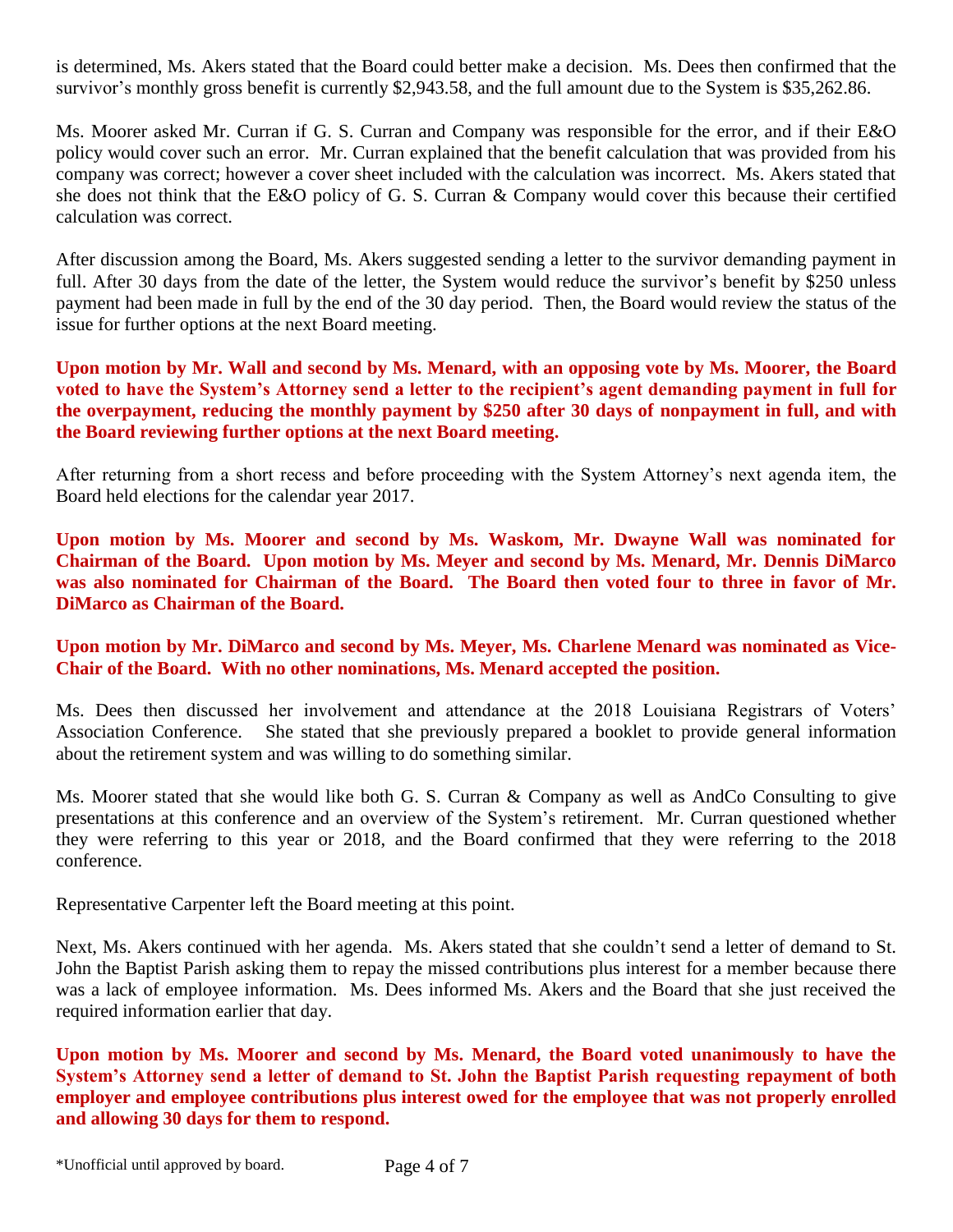is determined, Ms. Akers stated that the Board could better make a decision. Ms. Dees then confirmed that the survivor's monthly gross benefit is currently $2,943.58, and the full amount due to the System is $35,262.86.

Ms. Moorer asked Mr. Curran if G. S. Curran and Company was responsible for the error, and if their E&O policy would cover such an error. Mr. Curran explained that the benefit calculation that was provided from his company was correct; however a cover sheet included with the calculation was incorrect. Ms. Akers stated that she does not think that the E&O policy of G. S. Curran & Company would cover this because their certified calculation was correct.

After discussion among the Board, Ms. Akers suggested sending a letter to the survivor demanding payment in full. After 30 days from the date of the letter, the System would reduce the survivor's benefit by $250 unless payment had been made in full by the end of the 30 day period. Then, the Board would review the status of the issue for further options at the next Board meeting.

**Upon motion by Mr. Wall and second by Ms. Menard, with an opposing vote by Ms. Moorer, the Board voted to have the System's Attorney send a letter to the recipient's agent demanding payment in full for the overpayment, reducing the monthly payment by $250 after 30 days of nonpayment in full, and with the Board reviewing further options at the next Board meeting.**

After returning from a short recess and before proceeding with the System Attorney's next agenda item, the Board held elections for the calendar year 2017.

**Upon motion by Ms. Moorer and second by Ms. Waskom, Mr. Dwayne Wall was nominated for Chairman of the Board. Upon motion by Ms. Meyer and second by Ms. Menard, Mr. Dennis DiMarco was also nominated for Chairman of the Board. The Board then voted four to three in favor of Mr. DiMarco as Chairman of the Board.**

**Upon motion by Mr. DiMarco and second by Ms. Meyer, Ms. Charlene Menard was nominated as Vice-Chair of the Board. With no other nominations, Ms. Menard accepted the position.**

Ms. Dees then discussed her involvement and attendance at the 2018 Louisiana Registrars of Voters' Association Conference. She stated that she previously prepared a booklet to provide general information about the retirement system and was willing to do something similar.

Ms. Moorer stated that she would like both G. S. Curran & Company as well as AndCo Consulting to give presentations at this conference and an overview of the System's retirement. Mr. Curran questioned whether they were referring to this year or 2018, and the Board confirmed that they were referring to the 2018 conference.

Representative Carpenter left the Board meeting at this point.

Next, Ms. Akers continued with her agenda. Ms. Akers stated that she couldn't send a letter of demand to St. John the Baptist Parish asking them to repay the missed contributions plus interest for a member because there was a lack of employee information. Ms. Dees informed Ms. Akers and the Board that she just received the required information earlier that day.

**Upon motion by Ms. Moorer and second by Ms. Menard, the Board voted unanimously to have the System's Attorney send a letter of demand to St. John the Baptist Parish requesting repayment of both employer and employee contributions plus interest owed for the employee that was not properly enrolled and allowing 30 days for them to respond.**

*Unofficial until approved by board.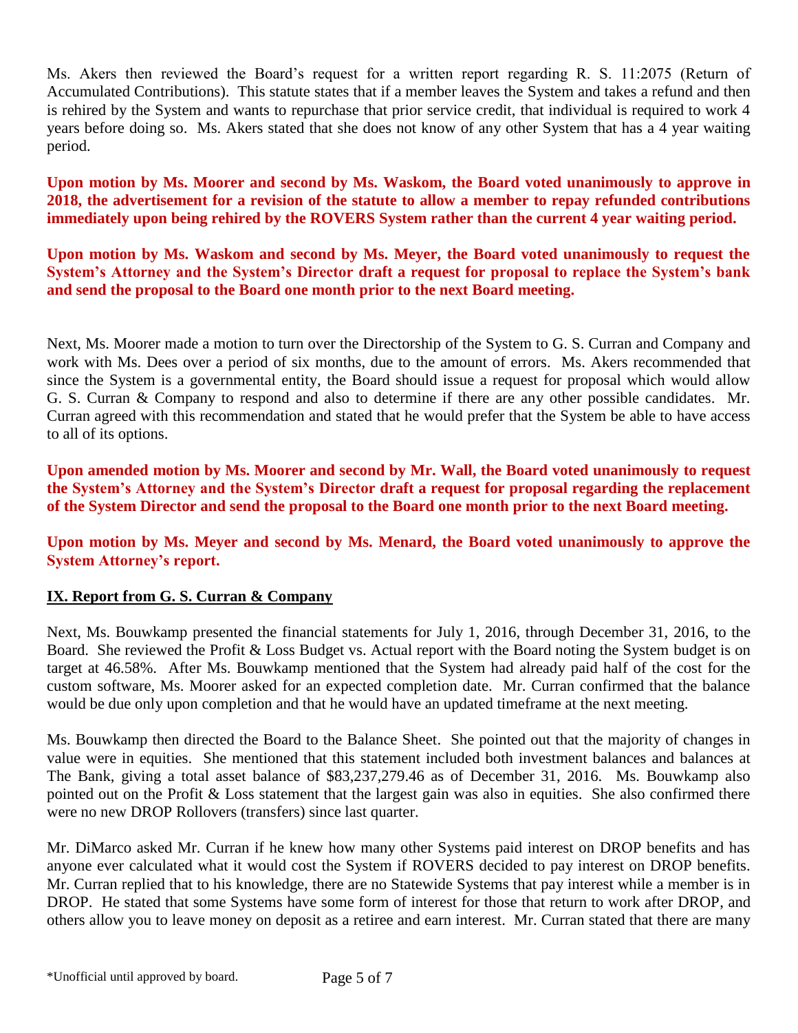Ms. Akers then reviewed the Board's request for a written report regarding R. S. 11:2075 (Return of Accumulated Contributions). This statute states that if a member leaves the System and takes a refund and then is rehired by the System and wants to repurchase that prior service credit, that individual is required to work 4 years before doing so. Ms. Akers stated that she does not know of any other System that has a 4 year waiting period.

**Upon motion by Ms. Moorer and second by Ms. Waskom, the Board voted unanimously to approve in 2018, the advertisement for a revision of the statute to allow a member to repay refunded contributions immediately upon being rehired by the ROVERS System rather than the current 4 year waiting period.**

**Upon motion by Ms. Waskom and second by Ms. Meyer, the Board voted unanimously to request the System's Attorney and the System's Director draft a request for proposal to replace the System's bank and send the proposal to the Board one month prior to the next Board meeting.**

Next, Ms. Moorer made a motion to turn over the Directorship of the System to G. S. Curran and Company and work with Ms. Dees over a period of six months, due to the amount of errors. Ms. Akers recommended that since the System is a governmental entity, the Board should issue a request for proposal which would allow G. S. Curran & Company to respond and also to determine if there are any other possible candidates. Mr. Curran agreed with this recommendation and stated that he would prefer that the System be able to have access to all of its options.

**Upon amended motion by Ms. Moorer and second by Mr. Wall, the Board voted unanimously to request the System's Attorney and the System's Director draft a request for proposal regarding the replacement of the System Director and send the proposal to the Board one month prior to the next Board meeting.**

**Upon motion by Ms. Meyer and second by Ms. Menard, the Board voted unanimously to approve the System Attorney's report.**

## IX. Report from G. S. Curran & Company

Next, Ms. Bouwkamp presented the financial statements for July 1, 2016, through December 31, 2016, to the Board. She reviewed the Profit & Loss Budget vs. Actual report with the Board noting the System budget is on target at 46.58%. After Ms. Bouwkamp mentioned that the System had already paid half of the cost for the custom software, Ms. Moorer asked for an expected completion date. Mr. Curran confirmed that the balance would be due only upon completion and that he would have an updated timeframe at the next meeting.

Ms. Bouwkamp then directed the Board to the Balance Sheet. She pointed out that the majority of changes in value were in equities. She mentioned that this statement included both investment balances and balances at The Bank, giving a total asset balance of $83,237,279.46 as of December 31, 2016. Ms. Bouwkamp also pointed out on the Profit & Loss statement that the largest gain was also in equities. She also confirmed there were no new DROP Rollovers (transfers) since last quarter.

Mr. DiMarco asked Mr. Curran if he knew how many other Systems paid interest on DROP benefits and has anyone ever calculated what it would cost the System if ROVERS decided to pay interest on DROP benefits. Mr. Curran replied that to his knowledge, there are no Statewide Systems that pay interest while a member is in DROP. He stated that some Systems have some form of interest for those that return to work after DROP, and others allow you to leave money on deposit as a retiree and earn interest. Mr. Curran stated that there are many

*Unofficial until approved by board.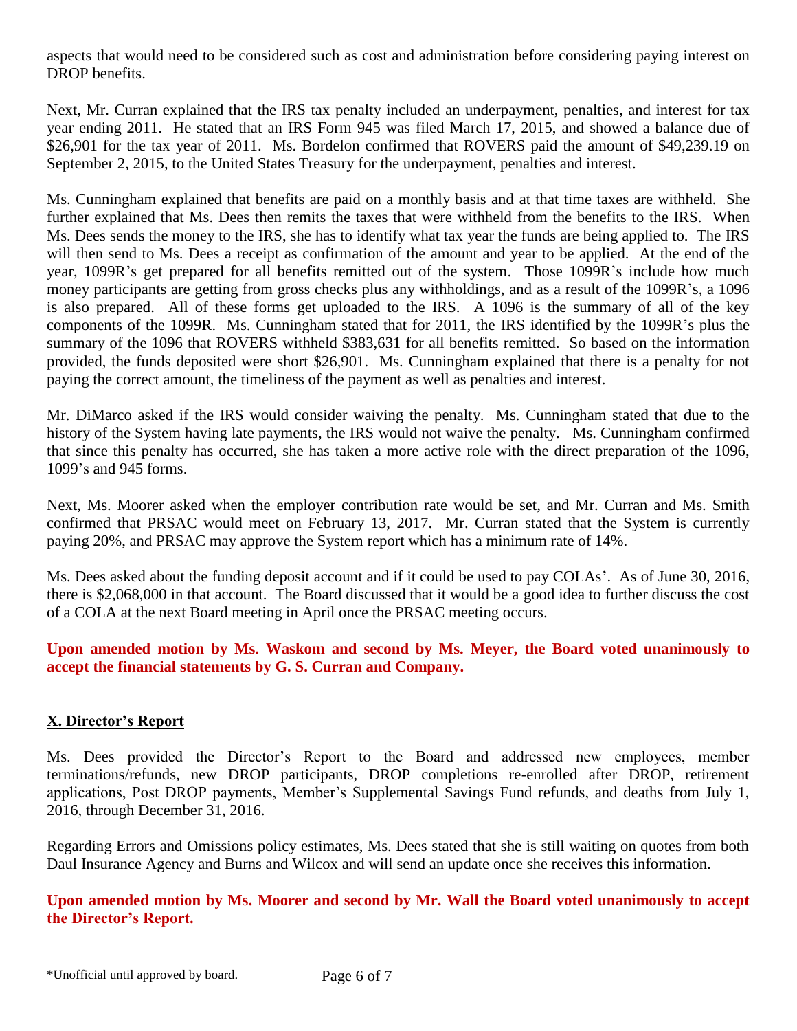aspects that would need to be considered such as cost and administration before considering paying interest on DROP benefits.

Next, Mr. Curran explained that the IRS tax penalty included an underpayment, penalties, and interest for tax year ending 2011. He stated that an IRS Form 945 was filed March 17, 2015, and showed a balance due of $26,901 for the tax year of 2011. Ms. Bordelon confirmed that ROVERS paid the amount of $49,239.19 on September 2, 2015, to the United States Treasury for the underpayment, penalties and interest.

Ms. Cunningham explained that benefits are paid on a monthly basis and at that time taxes are withheld. She further explained that Ms. Dees then remits the taxes that were withheld from the benefits to the IRS. When Ms. Dees sends the money to the IRS, she has to identify what tax year the funds are being applied to. The IRS will then send to Ms. Dees a receipt as confirmation of the amount and year to be applied. At the end of the year, 1099R's get prepared for all benefits remitted out of the system. Those 1099R's include how much money participants are getting from gross checks plus any withholdings, and as a result of the 1099R's, a 1096 is also prepared. All of these forms get uploaded to the IRS. A 1096 is the summary of all of the key components of the 1099R. Ms. Cunningham stated that for 2011, the IRS identified by the 1099R's plus the summary of the 1096 that ROVERS withheld $383,631 for all benefits remitted. So based on the information provided, the funds deposited were short $26,901. Ms. Cunningham explained that there is a penalty for not paying the correct amount, the timeliness of the payment as well as penalties and interest.

Mr. DiMarco asked if the IRS would consider waiving the penalty. Ms. Cunningham stated that due to the history of the System having late payments, the IRS would not waive the penalty. Ms. Cunningham confirmed that since this penalty has occurred, she has taken a more active role with the direct preparation of the 1096, 1099's and 945 forms.

Next, Ms. Moorer asked when the employer contribution rate would be set, and Mr. Curran and Ms. Smith confirmed that PRSAC would meet on February 13, 2017. Mr. Curran stated that the System is currently paying 20%, and PRSAC may approve the System report which has a minimum rate of 14%.

Ms. Dees asked about the funding deposit account and if it could be used to pay COLAs'. As of June 30, 2016, there is $2,068,000 in that account. The Board discussed that it would be a good idea to further discuss the cost of a COLA at the next Board meeting in April once the PRSAC meeting occurs.

**Upon amended motion by Ms. Waskom and second by Ms. Meyer, the Board voted unanimously to accept the financial statements by G. S. Curran and Company.**

## X. Director's Report

Ms. Dees provided the Director's Report to the Board and addressed new employees, member terminations/refunds, new DROP participants, DROP completions re-enrolled after DROP, retirement applications, Post DROP payments, Member's Supplemental Savings Fund refunds, and deaths from July 1, 2016, through December 31, 2016.

Regarding Errors and Omissions policy estimates, Ms. Dees stated that she is still waiting on quotes from both Daul Insurance Agency and Burns and Wilcox and will send an update once she receives this information.

**Upon amended motion by Ms. Moorer and second by Mr. Wall the Board voted unanimously to accept the Director's Report.**

*Unofficial until approved by board.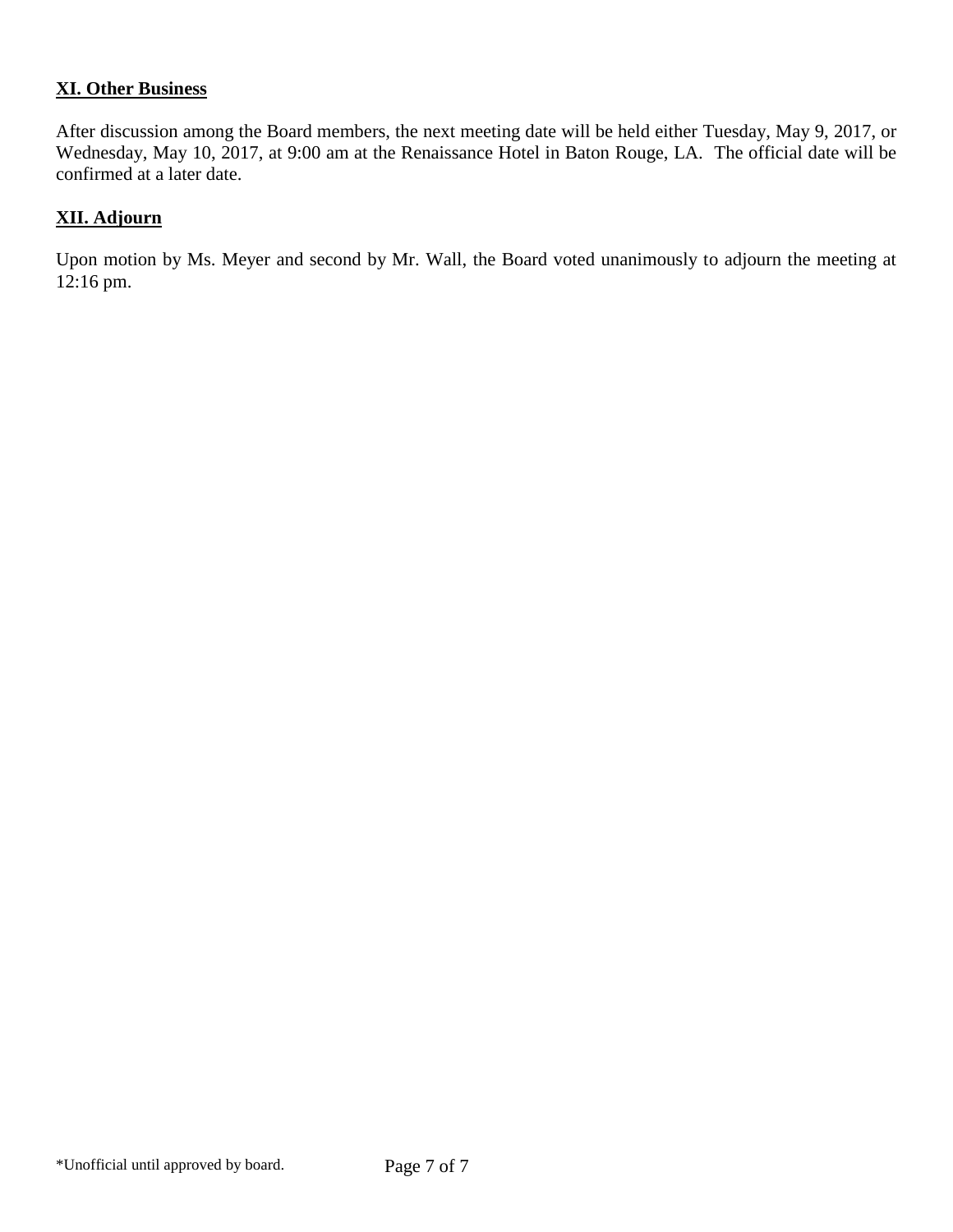## XI. Other Business

After discussion among the Board members, the next meeting date will be held either Tuesday, May 9, 2017, or Wednesday, May 10, 2017, at 9:00 am at the Renaissance Hotel in Baton Rouge, LA. The official date will be confirmed at a later date.

## XII. Adjourn

Upon motion by Ms. Meyer and second by Mr. Wall, the Board voted unanimously to adjourn the meeting at 12:16 pm.

*Unofficial until approved by board.